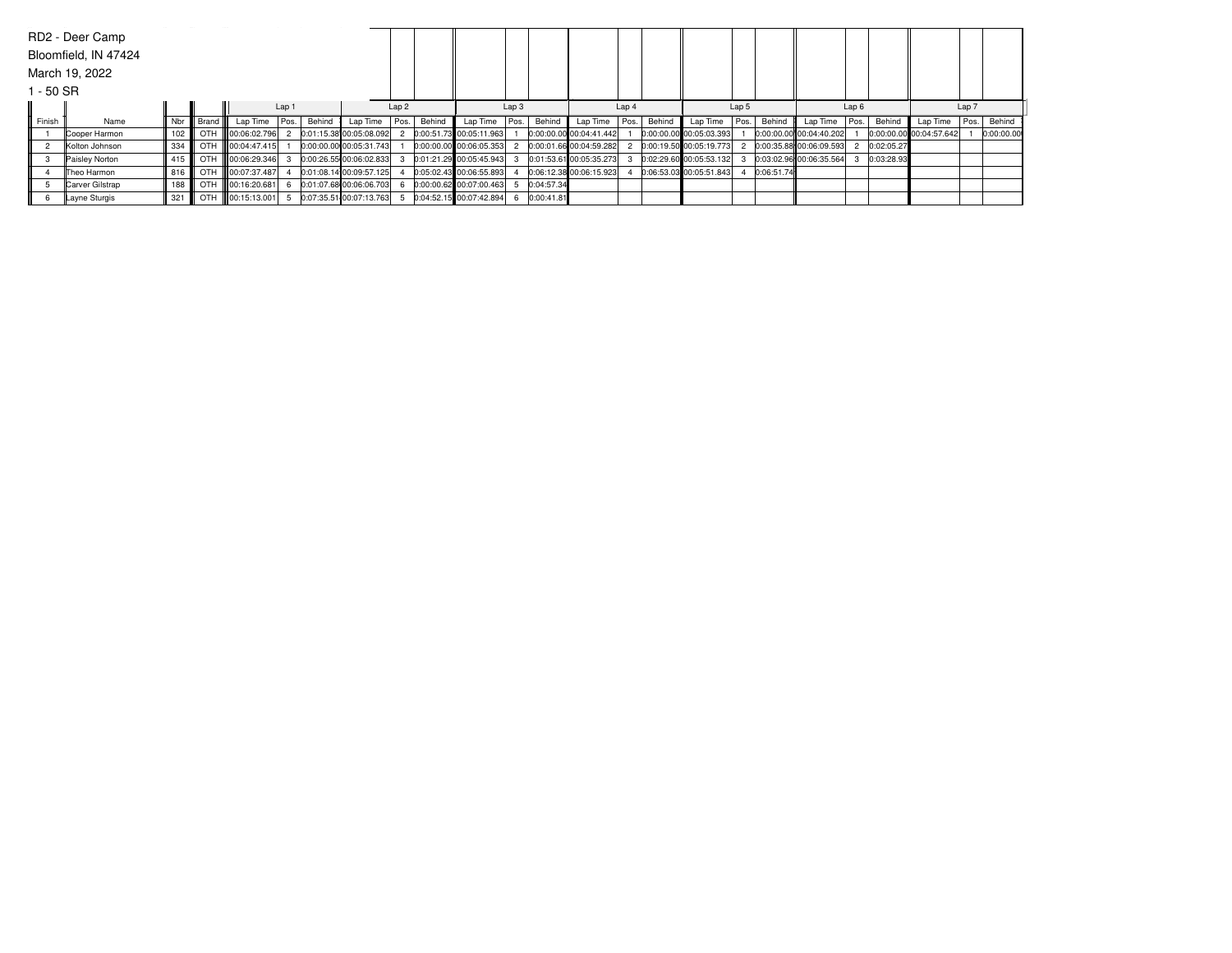RD2 - Deer Camp
Bloomfield, IN 47424
March 19, 2022
1 - 50 SR

| Finish | Name | Nbr | Brand | Lap 1 | | | Lap 2 | | | Lap 3 | | | Lap 4 | | | Lap 5 | | | Lap 6 | | | Lap 7 | | |
|---|---|---|---|---|---|---|---|---|---|---|---|---|---|---|---|---|---|---|---|---|---|---|---|---|
| | | | | Lap Time | Pos. | Behind | Lap Time | Pos. | Behind | Lap Time | Pos. | Behind | Lap Time | Pos. | Behind | Lap Time | Pos. | Behind | Lap Time | Pos. | Behind | Lap Time | Pos. | Behind |
| 1 | Cooper Harmon | 102 | OTH | 00:06:02.796 | 2 | 0:01:15.38 | 00:05:08.092 | 2 | 0:00:51.73 | 00:05:11.963 | 1 | 0:00:00.00 | 00:04:41.442 | 1 | 0:00:00.00 | 00:05:03.393 | 1 | 0:00:00.00 | 00:04:40.202 | 1 | 0:00:00.00 | 00:04:57.642 | 1 | 0:00:00.00 |
| 2 | Kolton Johnson | 334 | OTH | 00:04:47.415 | 1 | 0:00:00.00 | 00:05:31.743 | 1 | 0:00:00.00 | 00:06:05.353 | 2 | 0:00:01.66 | 00:04:59.282 | 2 | 0:00:19.50 | 00:05:19.773 | 2 | 0:00:35.88 | 00:06:09.593 | 2 | 0:02:05.27 | | | |
| 3 | Paisley Norton | 415 | OTH | 00:06:29.346 | 3 | 0:00:26.55 | 00:06:02.833 | 3 | 0:01:21.29 | 00:05:45.943 | 3 | 0:01:53.61 | 00:05:35.273 | 3 | 0:02:29.60 | 00:05:53.132 | 3 | 0:03:02.96 | 00:06:35.564 | 3 | 0:03:28.93 | | | |
| 4 | Theo Harmon | 816 | OTH | 00:07:37.487 | 4 | 0:01:08.14 | 00:09:57.125 | 4 | 0:05:02.43 | 00:06:55.893 | 4 | 0:06:12.38 | 00:06:15.923 | 4 | 0:06:53.03 | 00:05:51.843 | 4 | 0:06:51.74 | | | | | | |
| 5 | Carver Gilstrap | 188 | OTH | 00:16:20.681 | 6 | 0:01:07.68 | 00:06:06.703 | 6 | 0:00:00.62 | 00:07:00.463 | 5 | 0:04:57.34 | | | | | | | | | | | | |
| 6 | Layne Sturgis | 321 | OTH | 00:15:13.001 | 5 | 0:07:35.51 | 00:07:13.763 | 5 | 0:04:52.15 | 00:07:42.894 | 6 | 0:00:41.81 | | | | | | | | | | | | |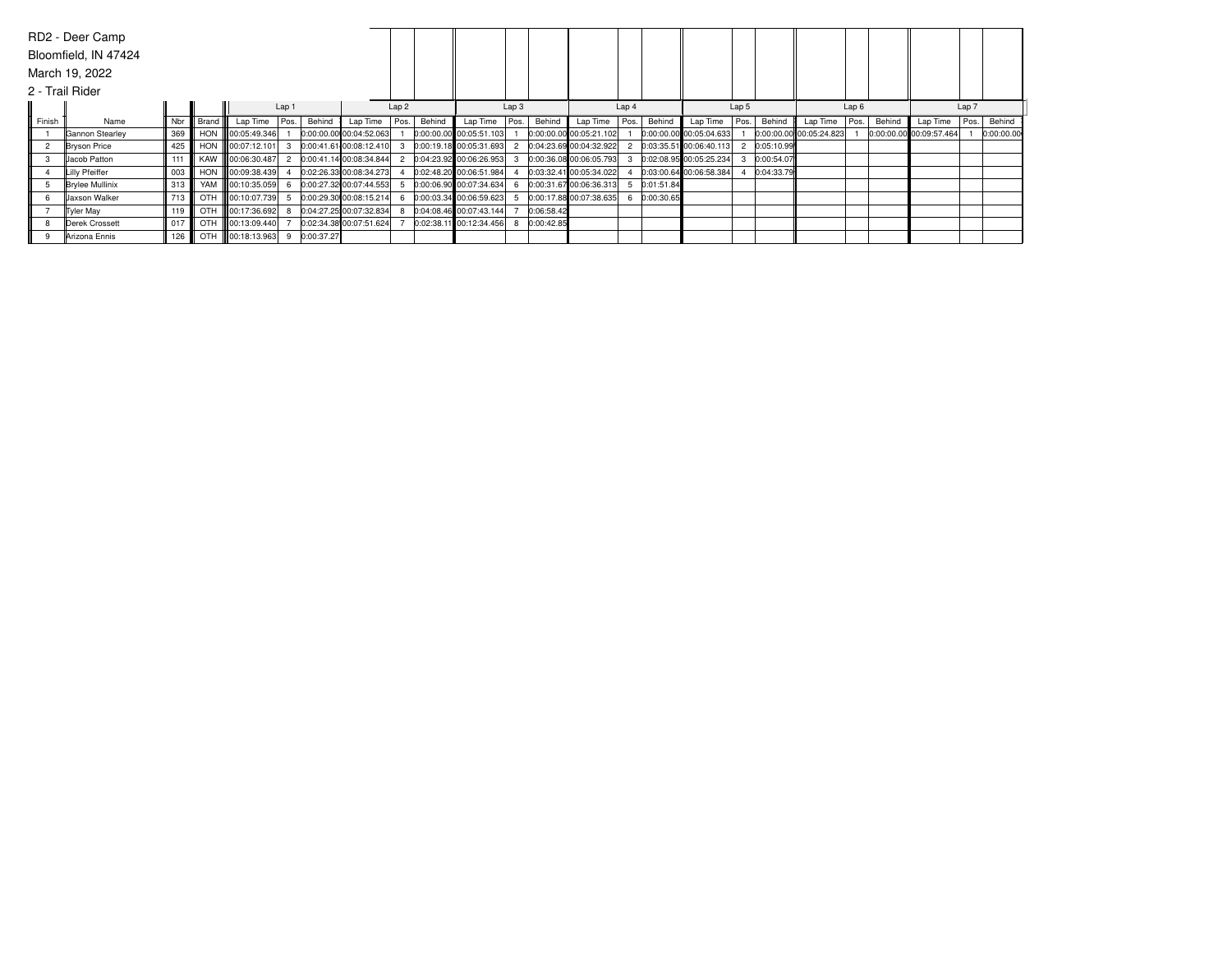RD2 - Deer Camp

Bloomfield, IN 47424

March 19, 2022

2 - Trail Rider

| | | | | Lap 1 | | | Lap 2 | | | Lap 3 | | | Lap 4 | | | Lap 5 | | | Lap 6 | | | Lap 7 | | |
|---|---|---|---|---|---|---|---|---|---|---|---|---|---|---|---|---|---|---|---|---|---|---|---|---|
| Finish | Name | Nbr | Brand | Lap Time | Pos. | Behind | Lap Time | Pos. | Behind | Lap Time | Pos. | Behind | Lap Time | Pos. | Behind | Lap Time | Pos. | Behind | Lap Time | Pos. | Behind | Lap Time | Pos. | Behind |
| 1 | Gannon Stearley | 369 | HON | 00:05:49.346 | 1 | 0:00:00.00 | 00:04:52.063 | 1 | 0:00:00.00 | 00:05:51.103 | 1 | 0:00:00.00 | 00:05:21.102 | 1 | 0:00:00.00 | 00:05:04.633 | 1 | 0:00:00.00 | 00:05:24.823 | 1 | 0:00:00.00 | 00:09:57.464 | 1 | 0:00:00.00 |
| 2 | Bryson Price | 425 | HON | 00:07:12.101 | 3 | 0:00:41.61 | 00:08:12.410 | 3 | 0:00:19.18 | 00:05:31.693 | 2 | 0:04:23.69 | 00:04:32.922 | 2 | 0:03:35.51 | 00:06:40.113 | 2 | 0:05:10.99 | | | | | | |
| 3 | Jacob Patton | 111 | KAW | 00:06:30.487 | 2 | 0:00:41.14 | 00:08:34.844 | 2 | 0:04:23.92 | 00:06:26.953 | 3 | 0:00:36.08 | 00:06:05.793 | 3 | 0:02:08.95 | 00:05:25.234 | 3 | 0:00:54.07 | | | | | | |
| 4 | Lilly Pfeiffer | 003 | HON | 00:09:38.439 | 4 | 0:02:26.33 | 00:08:34.273 | 4 | 0:02:48.20 | 00:06:51.984 | 4 | 0:03:32.41 | 00:05:34.022 | 4 | 0:03:00.64 | 00:06:58.384 | 4 | 0:04:33.79 | | | | | | |
| 5 | Brylee Mullinix | 313 | YAM | 00:10:35.059 | 6 | 0:00:27.32 | 00:07:44.553 | 5 | 0:00:06.90 | 00:07:34.634 | 6 | 0:00:31.67 | 00:06:36.313 | 5 | 0:01:51.84 | | | | | | | | | |
| 6 | Jaxson Walker | 713 | OTH | 00:10:07.739 | 5 | 0:00:29.30 | 00:08:15.214 | 6 | 0:00:03.34 | 00:06:59.623 | 5 | 0:00:17.88 | 00:07:38.635 | 6 | 0:00:30.65 | | | | | | | | | |
| 7 | Tyler May | 119 | OTH | 00:17:36.692 | 8 | 0:04:27.25 | 00:07:32.834 | 8 | 0:04:08.46 | 00:07:43.144 | 7 | 0:06:58.42 | | | | | | | | | | | | |
| 8 | Derek Crossett | 017 | OTH | 00:13:09.440 | 7 | 0:02:34.38 | 00:07:51.624 | 7 | 0:02:38.11 | 00:12:34.456 | 8 | 0:00:42.85 | | | | | | | | | | | | |
| 9 | Arizona Ennis | 126 | OTH | 00:18:13.963 | 9 | 0:00:37.27 | | | | | | | | | | | | | | | | | | |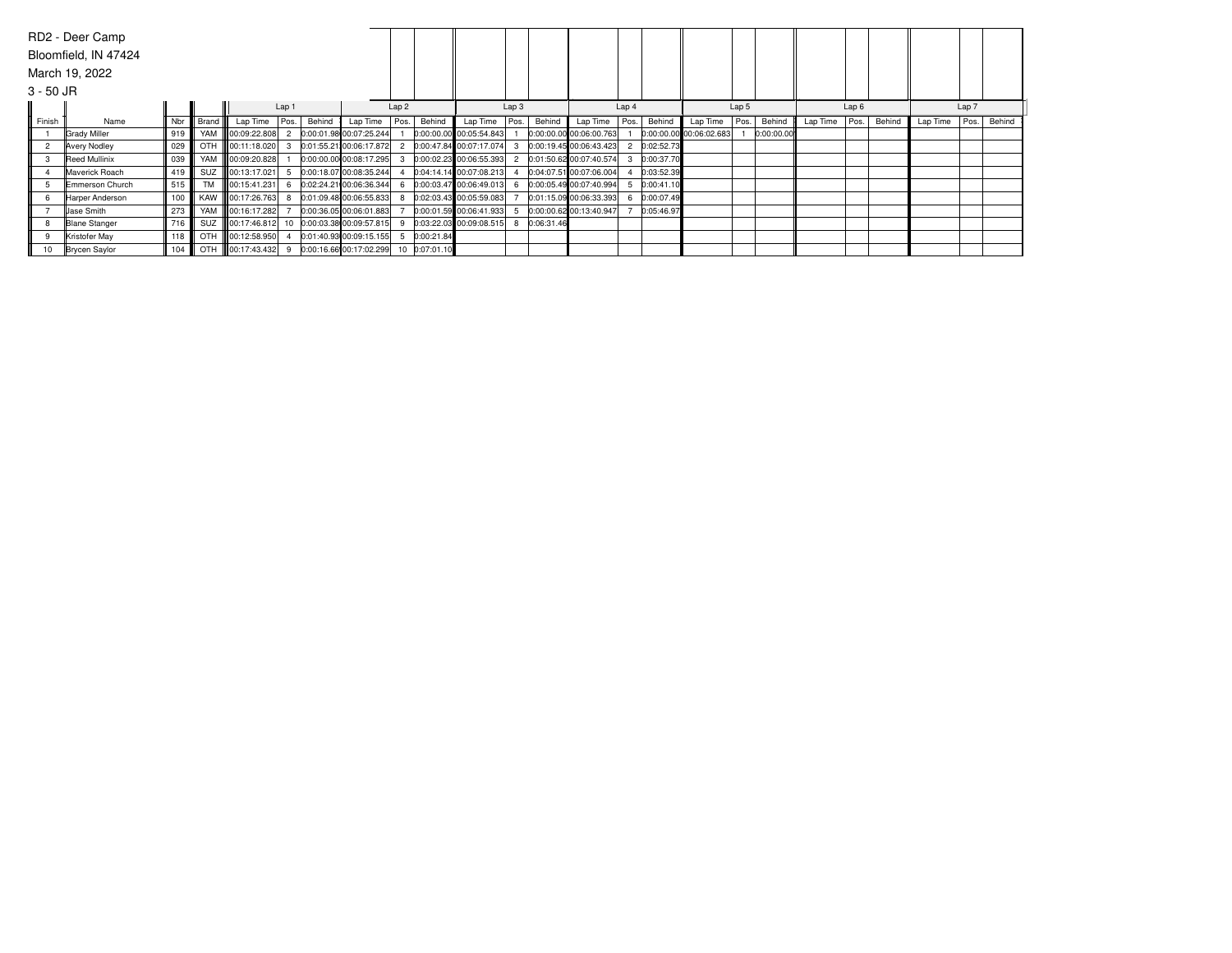RD2 - Deer Camp
Bloomfield, IN 47424
March 19, 2022
3 - 50 JR

| | | | | Lap 1 | | | Lap 2 | | | Lap 3 | | | Lap 4 | | | Lap 5 | | | Lap 6 | | | Lap 7 | | |
|---|---|---|---|---|---|---|---|---|---|---|---|---|---|---|---|---|---|---|---|---|---|---|---|---|
| Finish | Name | Nbr | Brand | Lap Time | Pos. | Behind | Lap Time | Pos. | Behind | Lap Time | Pos. | Behind | Lap Time | Pos. | Behind | Lap Time | Pos. | Behind | Lap Time | Pos. | Behind | Lap Time | Pos. | Behind |
| 1 | Grady Miller | 919 | YAM | 00:09:22.808 | 2 | 0:00:01.98 | 00:07:25.244 | 1 | 0:00:00.00 | 00:05:54.843 | 1 | 0:00:00.00 | 00:06:00.763 | 1 | 0:00:00.00 | 00:06:02.683 | 1 | 0:00:00.00 | | | | | | |
| 2 | Avery Nodley | 029 | OTH | 00:11:18.020 | 3 | 0:01:55.21 | 00:06:17.872 | 2 | 0:00:47.84 | 00:07:17.074 | 3 | 0:00:19.45 | 00:06:43.423 | 2 | 0:02:52.73 | | | | | | | | | |
| 3 | Reed Mullinix | 039 | YAM | 00:09:20.828 | 1 | 0:00:00.00 | 00:08:17.295 | 3 | 0:00:02.23 | 00:06:55.393 | 2 | 0:01:50.62 | 00:07:40.574 | 3 | 0:00:37.70 | | | | | | | | | |
| 4 | Maverick Roach | 419 | SUZ | 00:13:17.021 | 5 | 0:00:18.07 | 00:08:35.244 | 4 | 0:04:14.14 | 00:07:08.213 | 4 | 0:04:07.51 | 00:07:06.004 | 4 | 0:03:52.39 | | | | | | | | | |
| 5 | Emmerson Church | 515 | TM | 00:15:41.231 | 6 | 0:02:24.21 | 00:06:36.344 | 6 | 0:00:03.47 | 00:06:49.013 | 6 | 0:00:05.49 | 00:07:40.994 | 5 | 0:00:41.10 | | | | | | | | | |
| 6 | Harper Anderson | 100 | KAW | 00:17:26.763 | 8 | 0:01:09.48 | 00:06:55.833 | 8 | 0:02:03.43 | 00:05:59.083 | 7 | 0:01:15.09 | 00:06:33.393 | 6 | 0:00:07.49 | | | | | | | | | |
| 7 | Jase Smith | 273 | YAM | 00:16:17.282 | 7 | 0:00:36.05 | 00:06:01.883 | 7 | 0:00:01.59 | 00:06:41.933 | 5 | 0:00:00.62 | 00:13:40.947 | 7 | 0:05:46.97 | | | | | | | | | |
| 8 | Blane Stanger | 716 | SUZ | 00:17:46.812 | 10 | 0:00:03.38 | 00:09:57.815 | 9 | 0:03:22.03 | 00:09:08.515 | 8 | 0:06:31.46 | | | | | | | | | | | | |
| 9 | Kristofer May | 118 | OTH | 00:12:58.950 | 4 | 0:01:40.93 | 00:09:15.155 | 5 | 0:00:21.84 | | | | | | | | | | | | | | | |
| 10 | Brycen Saylor | 104 | OTH | 00:17:43.432 | 9 | 0:00:16.66 | 00:17:02.299 | 10 | 0:07:01.10 | | | | | | | | | | | | | | | |